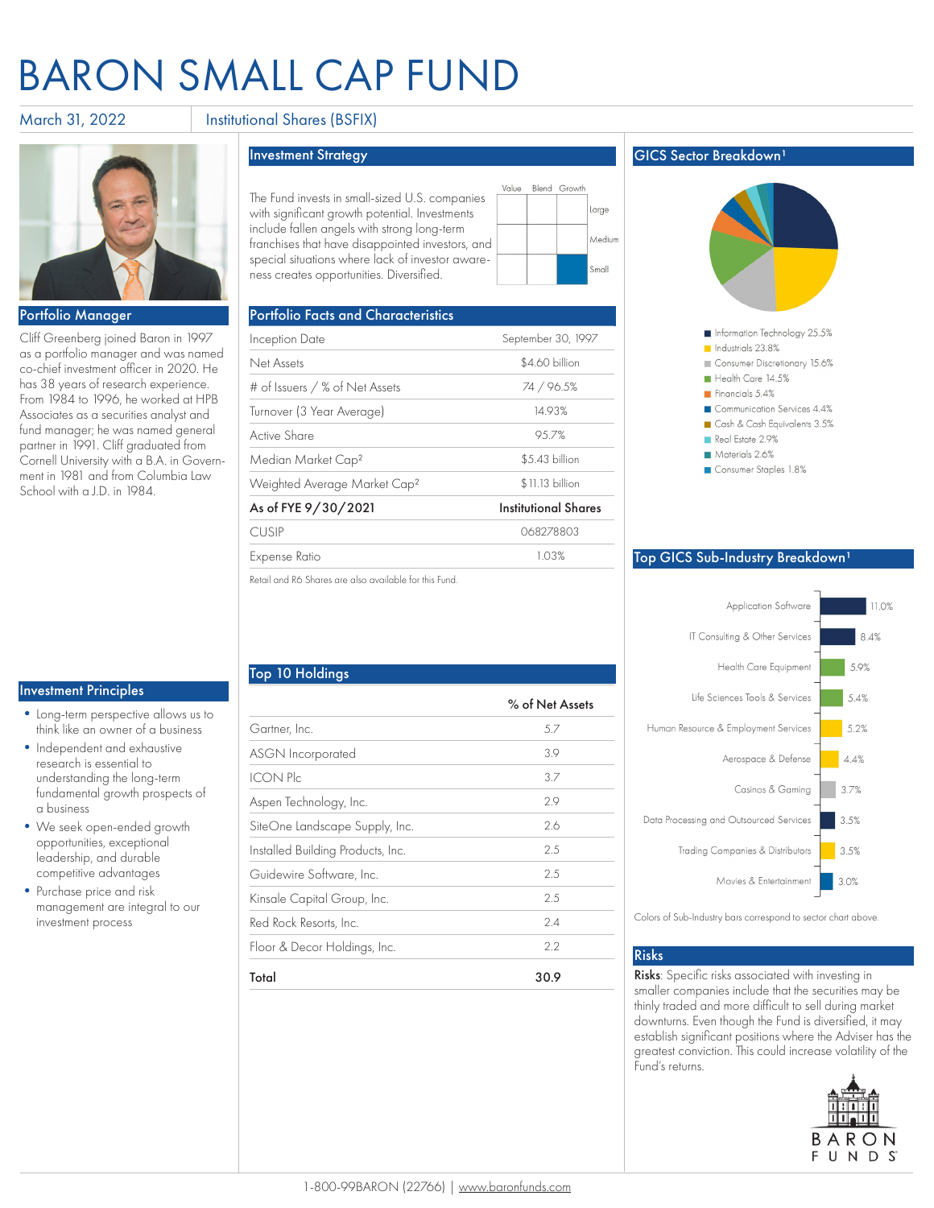# BARON SMALL CAP FUND

March 31, 2022 | Institutional Shares (BSFIX)

## Portfolio Manager

Cliff Greenberg joined Baron in 1997 as a portfolio manager and was named co-chief investment officer in 2020. He has 38 years of research experience. From 1984 to 1996, he worked at HPB Associates as a securities analyst and fund manager; he was named general partner in 1991. Cliff graduated from Cornell University with a B.A. in Government in 1981 and from Columbia Law School with a J.D. in 1984.

## Investment Principles

- Long-term perspective allows us to think like an owner of a business
- Independent and exhaustive research is essential to understanding the long-term fundamental growth prospects of a business
- We seek open-ended growth opportunities, exceptional leadership, and durable competitive advantages
- Purchase price and risk management are integral to our investment process

## Investment Strategy

The Fund invests in small-sized U.S. companies with significant growth potential. Investments include fallen angels with strong long-term franchises that have disappointed investors, and special situations where lack of investor awareness creates opportunities. Diversified.

| | Value | Blend | Growth |
|---|---|---|---|
| Large | | | |
| Medium | | | |
| Small | | | ■ |

## Portfolio Facts and Characteristics

| | |
|---|---|
| Inception Date | September 30, 1997 |
| Net Assets | $4.60 billion |
| # of Issuers / % of Net Assets | 74 / 96.5% |
| Turnover (3 Year Average) | 14.93% |
| Active Share | 95.7% |
| Median Market Cap[2] | $5.43 billion |
| Weighted Average Market Cap[2] | $11.13 billion |
| **As of FYE 9/30/2021** | **Institutional Shares** |
| CUSIP | 068278803 |
| Expense Ratio | 1.03% |

Retail and R6 Shares are also available for this Fund.

## Top 10 Holdings

| | % of Net Assets |
|---|---|
| Gartner, Inc. | 5.7 |
| ASGN Incorporated | 3.9 |
| ICON Plc | 3.7 |
| Aspen Technology, Inc. | 2.9 |
| SiteOne Landscape Supply, Inc. | 2.6 |
| Installed Building Products, Inc. | 2.5 |
| Guidewire Software, Inc. | 2.5 |
| Kinsale Capital Group, Inc. | 2.5 |
| Red Rock Resorts, Inc. | 2.4 |
| Floor & Decor Holdings, Inc. | 2.2 |
| **Total** | **30.9** |

## GICS Sector Breakdown[1]

- Information Technology 25.5%
- Industrials 23.8%
- Consumer Discretionary 15.6%
- Health Care 14.5%
- Financials 5.4%
- Communication Services 4.4%
- Cash & Cash Equivalents 3.5%
- Real Estate 2.9%
- Materials 2.6%
- Consumer Staples 1.8%

## Top GICS Sub-Industry Breakdown[1]

| Sub-Industry | % |
|---|---|
| Application Software | 11.0% |
| IT Consulting & Other Services | 8.4% |
| Health Care Equipment | 5.9% |
| Life Sciences Tools & Services | 5.4% |
| Human Resource & Employment Services | 5.2% |
| Aerospace & Defense | 4.4% |
| Casinos & Gaming | 3.7% |
| Data Processing and Outsourced Services | 3.5% |
| Trading Companies & Distributors | 3.5% |
| Movies & Entertainment | 3.0% |

Colors of Sub-Industry bars correspond to sector chart above.

## Risks

**Risks**: Specific risks associated with investing in smaller companies include that the securities may be thinly traded and more difficult to sell during market downturns. Even though the Fund is diversified, it may establish significant positions where the Adviser has the greatest conviction. This could increase volatility of the Fund's returns.

BARON FUNDS

1-800-99BARON (22766) | www.baronfunds.com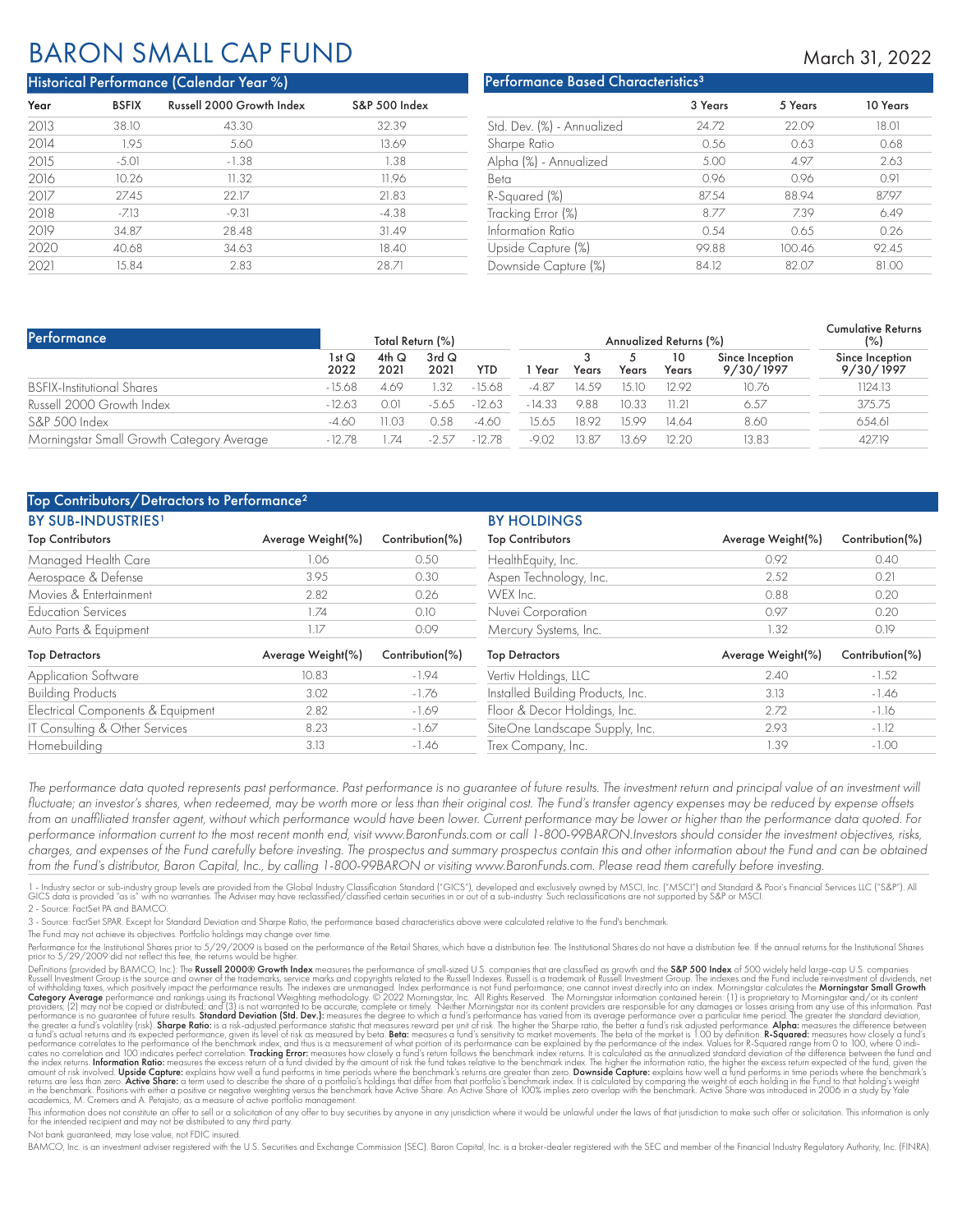# BARON SMALL CAP FUND

March 31, 2022

## Historical Performance (Calendar Year %)

| Year | BSFIX | Russell 2000 Growth Index | S&P 500 Index |
|---|---|---|---|
| 2013 | 38.10 | 43.30 | 32.39 |
| 2014 | 1.95 | 5.60 | 13.69 |
| 2015 | -5.01 | -1.38 | 1.38 |
| 2016 | 10.26 | 11.32 | 11.96 |
| 2017 | 27.45 | 22.17 | 21.83 |
| 2018 | -7.13 | -9.31 | -4.38 |
| 2019 | 34.87 | 28.48 | 31.49 |
| 2020 | 40.68 | 34.63 | 18.40 |
| 2021 | 15.84 | 2.83 | 28.71 |

## Performance Based Characteristics[3]

| | 3 Years | 5 Years | 10 Years |
|---|---|---|---|
| Std. Dev. (%) - Annualized | 24.72 | 22.09 | 18.01 |
| Sharpe Ratio | 0.56 | 0.63 | 0.68 |
| Alpha (%) - Annualized | 5.00 | 4.97 | 2.63 |
| Beta | 0.96 | 0.96 | 0.91 |
| R-Squared (%) | 87.54 | 88.94 | 87.97 |
| Tracking Error (%) | 8.77 | 7.39 | 6.49 |
| Information Ratio | 0.54 | 0.65 | 0.26 |
| Upside Capture (%) | 99.88 | 100.46 | 92.45 |
| Downside Capture (%) | 84.12 | 82.07 | 81.00 |

## Performance

| Performance | Total Return (%) | | | | Annualized Returns (%) | | | | | Cumulative Returns (%) |
|---|---|---|---|---|---|---|---|---|---|---|
| | 1st Q 2022 | 4th Q 2021 | 3rd Q 2021 | YTD | 1 Year | 3 Years | 5 Years | 10 Years | Since Inception 9/30/1997 | Since Inception 9/30/1997 |
| BSFIX-Institutional Shares | -15.68 | 4.69 | 1.32 | -15.68 | -4.87 | 14.59 | 15.10 | 12.92 | 10.76 | 1124.13 |
| Russell 2000 Growth Index | -12.63 | 0.01 | -5.65 | -12.63 | -14.33 | 9.88 | 10.33 | 11.21 | 6.57 | 375.75 |
| S&P 500 Index | -4.60 | 11.03 | 0.58 | -4.60 | 15.65 | 18.92 | 15.99 | 14.64 | 8.60 | 654.61 |
| Morningstar Small Growth Category Average | -12.78 | 1.74 | -2.57 | -12.78 | -9.02 | 13.87 | 13.69 | 12.20 | 13.83 | 427.19 |

## Top Contributors/Detractors to Performance[2]

### BY SUB-INDUSTRIES[1]

| Top Contributors | Average Weight(%) | Contribution(%) |
|---|---|---|
| Managed Health Care | 1.06 | 0.50 |
| Aerospace & Defense | 3.95 | 0.30 |
| Movies & Entertainment | 2.82 | 0.26 |
| Education Services | 1.74 | 0.10 |
| Auto Parts & Equipment | 1.17 | 0.09 |

| Top Detractors | Average Weight(%) | Contribution(%) |
|---|---|---|
| Application Software | 10.83 | -1.94 |
| Building Products | 3.02 | -1.76 |
| Electrical Components & Equipment | 2.82 | -1.69 |
| IT Consulting & Other Services | 8.23 | -1.67 |
| Homebuilding | 3.13 | -1.46 |

### BY HOLDINGS

| Top Contributors | Average Weight(%) | Contribution(%) |
|---|---|---|
| HealthEquity, Inc. | 0.92 | 0.40 |
| Aspen Technology, Inc. | 2.52 | 0.21 |
| WEX Inc. | 0.88 | 0.20 |
| Nuvei Corporation | 0.97 | 0.20 |
| Mercury Systems, Inc. | 1.32 | 0.19 |

| Top Detractors | Average Weight(%) | Contribution(%) |
|---|---|---|
| Vertiv Holdings, LLC | 2.40 | -1.52 |
| Installed Building Products, Inc. | 3.13 | -1.46 |
| Floor & Decor Holdings, Inc. | 2.72 | -1.16 |
| SiteOne Landscape Supply, Inc. | 2.93 | -1.12 |
| Trex Company, Inc. | 1.39 | -1.00 |

*The performance data quoted represents past performance. Past performance is no guarantee of future results. The investment return and principal value of an investment will fluctuate; an investor's shares, when redeemed, may be worth more or less than their original cost. The Fund's transfer agency expenses may be reduced by expense offsets from an unaffiliated transfer agent, without which performance would have been lower. Current performance may be lower or higher than the performance data quoted. For performance information current to the most recent month end, visit www.BaronFunds.com or call 1-800-99BARON.Investors should consider the investment objectives, risks, charges, and expenses of the Fund carefully before investing. The prospectus and summary prospectus contain this and other information about the Fund and can be obtained from the Fund's distributor, Baron Capital, Inc., by calling 1-800-99BARON or visiting www.BaronFunds.com. Please read them carefully before investing.*

1 - Industry sector or sub-industry group levels are provided from the Global Industry Classification Standard ("GICS"), developed and exclusively owned by MSCI, Inc. ("MSCI") and Standard & Poor's Financial Services LLC ("S&P"). All GICS data is provided "as is" with no warranties. The Adviser may have reclassified/classified certain securities in or out of a sub-industry. Such reclassifications are not supported by S&P or MSCI.

2 - Source: FactSet PA and BAMCO.

3 - Source: FactSet SPAR. Except for Standard Deviation and Sharpe Ratio, the performance based characteristics above were calculated relative to the Fund's benchmark.

The Fund may not achieve its objectives. Portfolio holdings may change over time.

Performance for the Institutional Shares prior to 5/29/2009 is based on the performance of the Retail Shares, which have a distribution fee. The Institutional Shares do not have a distribution fee. If the annual returns for the Institutional Shares prior to 5/29/2009 did not reflect this fee, the returns would be higher.

Definitions (provided by BAMCO, Inc.): The **Russell 2000® Growth Index** measures the performance of small-sized U.S. companies that are classified as growth and the **S&P 500 Index** of 500 widely held large-cap U.S. companies. Russell Investment Group is the source and owner of the trademarks, service marks and copyrights related to the Russell Indexes. Russell is a trademark of Russell Investment Group. The indexes and the Fund include reinvestment of dividends, net of withholding taxes, which positively impact the performance results. The indexes are unmanaged. Index performance is not Fund performance; one cannot invest directly into an index. Morningstar calculates the **Morningstar Small Growth Category Average** performance and rankings using its Fractional Weighting methodology. © 2022 Morningstar, Inc. All Rights Reserved. The Morningstar information contained herein: (1) is proprietary to Morningstar and/or its content providers; (2) may not be copied or distributed; and (3) is not warranted to be accurate, complete or timely. Neither Morningstar nor its content providers are responsible for any damages or losses arising from any use of this information. Past performance is no guarantee of future results. **Standard Deviation (Std. Dev.):** measures the degree to which a fund's performance has varied from its average performance over a particular time period. The greater the standard deviation, the greater a fund's volatility (risk). **Sharpe Ratio:** is a risk-adjusted performance statistic that measures reward per unit of risk. The higher the Sharpe ratio, the better a fund's risk adjusted performance. **Alpha:** measures the difference between a fund's actual returns and its expected performance, given its level of risk as measured by beta. **Beta:** measures a fund's sensitivity to market movements. The beta of the market is 1.00 by definition. **R-Squared:** measures how closely a fund's performance correlates to the performance of the benchmark index, and thus is a measurement of what portion of its performance can be explained by the performance of the index. Values for R-Squared range from 0 to 100, where 0 indicates no correlation and 100 indicates perfect correlation. **Tracking Error:** measures how closely a fund's return follows the benchmark index returns. It is calculated as the annualized standard deviation of the difference between the fund and the index returns. **Information Ratio:** measures the excess return of a fund divided by the amount of risk the fund takes relative to the benchmark index. The higher the information ratio, the higher the excess return expected of the fund, given the amount of risk involved. **Upside Capture:** explains how well a fund performs in time periods where the benchmark's returns are greater than zero. **Downside Capture:** explains how well a fund performs in time periods where the benchmark's returns are less than zero. **Active Share:** a term used to describe the share of a portfolio's holdings that differ from that portfolio's benchmark index. It is calculated by comparing the weight of each holding in the Fund to that holding's weight in the benchmark. Positions with either a positive or negative weighting versus the benchmark have Active Share. An Active Share of 100% implies zero overlap with the benchmark. Active Share was introduced in 2006 in a study by Yale academics, M. Cremers and A. Petajisto, as a measure of active portfolio management.

This information does not constitute an offer to sell or a solicitation of any offer to buy securities by anyone in any jurisdiction where it would be unlawful under the laws of that jurisdiction to make such offer or solicitation. This information is only for the intended recipient and may not be distributed to any third party.

Not bank guaranteed, may lose value, not FDIC insured.

BAMCO, Inc. is an investment adviser registered with the U.S. Securities and Exchange Commission (SEC). Baron Capital, Inc. is a broker-dealer registered with the SEC and member of the Financial Industry Regulatory Authority, Inc. (FINRA).